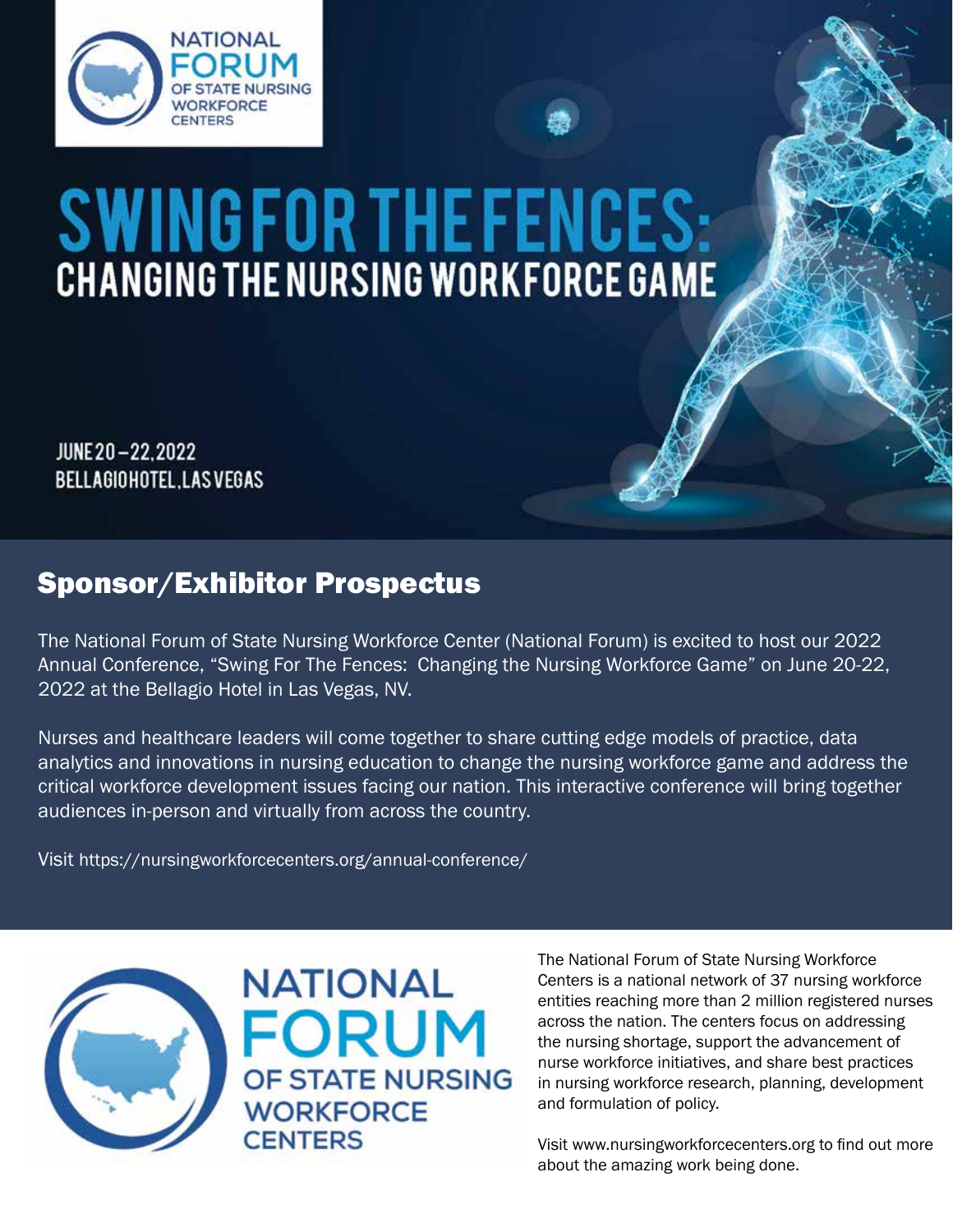NATIONAL FORUM OF STATE NURSING WORKFORCE CENTERS

# SWING FOR THE FENCES:
## CHANGING THE NURSING WORKFORCE GAME

JUNE 20 – 22, 2022
BELLAGIO HOTEL, LAS VEGAS

## Sponsor/Exhibitor Prospectus

The National Forum of State Nursing Workforce Center (National Forum) is excited to host our 2022 Annual Conference, "Swing For The Fences: Changing the Nursing Workforce Game" on June 20-22, 2022 at the Bellagio Hotel in Las Vegas, NV.

Nurses and healthcare leaders will come together to share cutting edge models of practice, data analytics and innovations in nursing education to change the nursing workforce game and address the critical workforce development issues facing our nation. This interactive conference will bring together audiences in-person and virtually from across the country.

Visit https://nursingworkforcecenters.org/annual-conference/

NATIONAL FORUM OF STATE NURSING WORKFORCE CENTERS

The National Forum of State Nursing Workforce Centers is a national network of 37 nursing workforce entities reaching more than 2 million registered nurses across the nation. The centers focus on addressing the nursing shortage, support the advancement of nurse workforce initiatives, and share best practices in nursing workforce research, planning, development and formulation of policy.

Visit www.nursingworkforcecenters.org to find out more about the amazing work being done.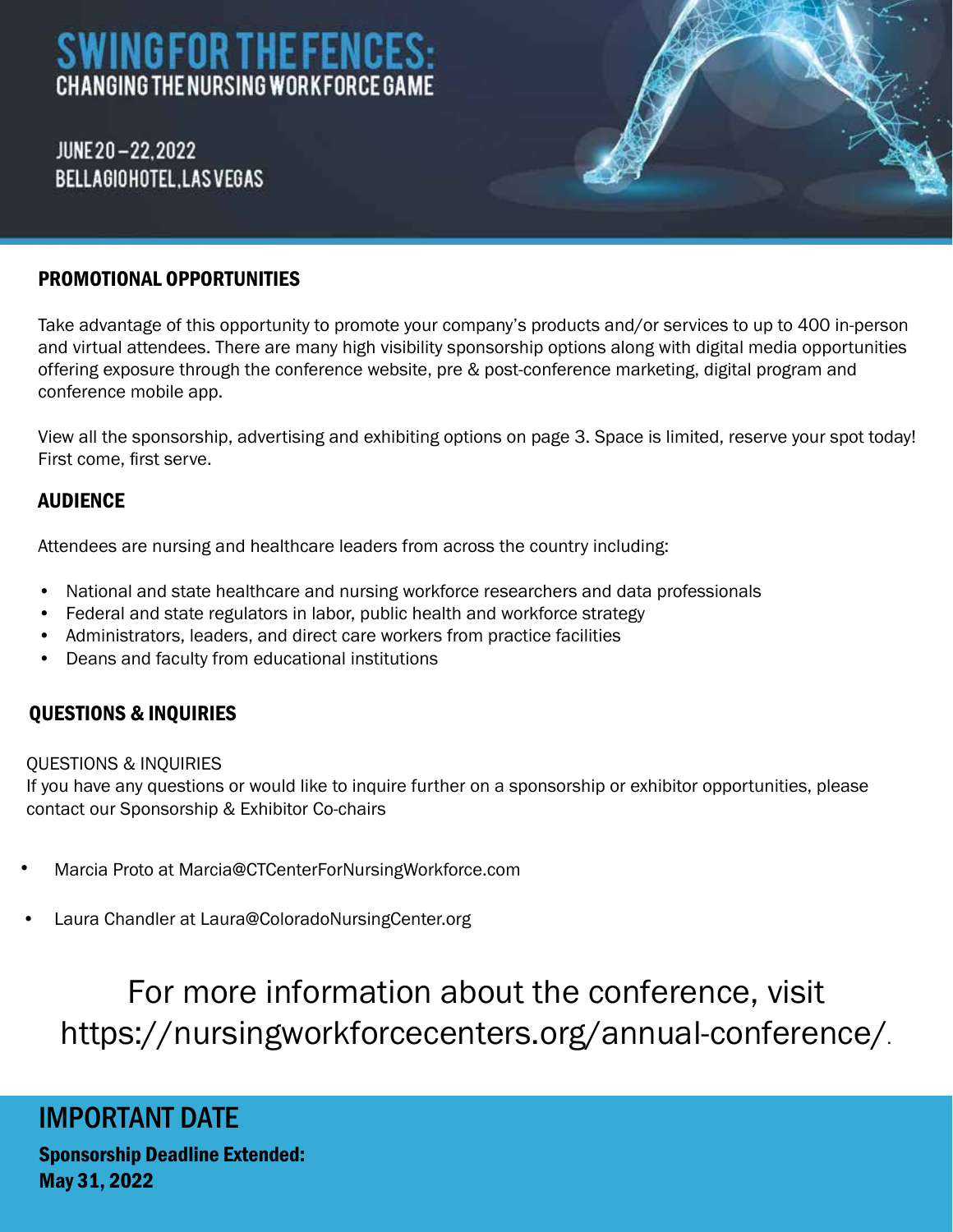# SWING FOR THE FENCES:

## CHANGING THE NURSING WORKFORCE GAME

JUNE 20 – 22, 2022
BELLAGIO HOTEL, LAS VEGAS

## PROMOTIONAL OPPORTUNITIES

Take advantage of this opportunity to promote your company's products and/or services to up to 400 in-person and virtual attendees. There are many high visibility sponsorship options along with digital media opportunities offering exposure through the conference website, pre & post-conference marketing, digital program and conference mobile app.

View all the sponsorship, advertising and exhibiting options on page 3. Space is limited, reserve your spot today! First come, first serve.

## AUDIENCE

Attendees are nursing and healthcare leaders from across the country including:

- National and state healthcare and nursing workforce researchers and data professionals
- Federal and state regulators in labor, public health and workforce strategy
- Administrators, leaders, and direct care workers from practice facilities
- Deans and faculty from educational institutions

## QUESTIONS & INQUIRIES

QUESTIONS & INQUIRIES
If you have any questions or would like to inquire further on a sponsorship or exhibitor opportunities, please contact our Sponsorship & Exhibitor Co-chairs

- Marcia Proto at Marcia@CTCenterForNursingWorkforce.com
- Laura Chandler at Laura@ColoradoNursingCenter.org

For more information about the conference, visit https://nursingworkforcecenters.org/annual-conference/.

## IMPORTANT DATE

**Sponsorship Deadline Extended:**
**May 31, 2022**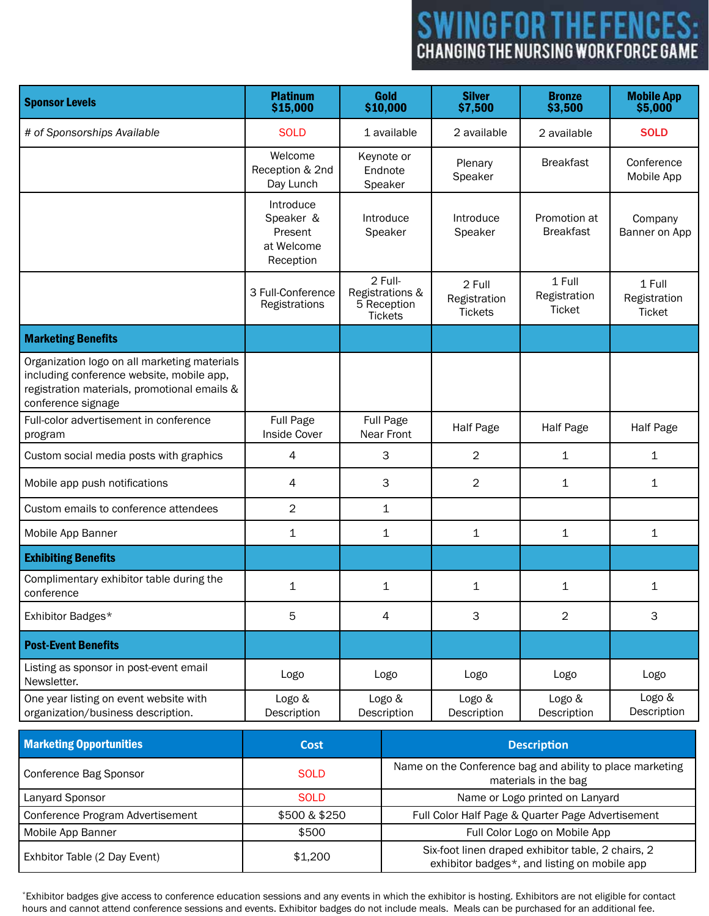# SWING FOR THE FENCES: CHANGING THE NURSING WORKFORCE GAME

| Sponsor Levels | Platinum $15,000 | Gold $10,000 | Silver $7,500 | Bronze $3,500 | Mobile App $5,000 |
|---|---|---|---|---|---|
| *# of Sponsorships Available* | SOLD | 1 available | 2 available | 2 available | SOLD |
| | Welcome Reception & 2nd Day Lunch | Keynote or Endnote Speaker | Plenary Speaker | Breakfast | Conference Mobile App |
| | Introduce Speaker & Present at Welcome Reception | Introduce Speaker | Introduce Speaker | Promotion at Breakfast | Company Banner on App |
| | 3 Full-Conference Registrations | 2 Full-Registrations & 5 Reception Tickets | 2 Full Registration Tickets | 1 Full Registration Ticket | 1 Full Registration Ticket |
| **Marketing Benefits** | | | | | |
| Organization logo on all marketing materials including conference website, mobile app, registration materials, promotional emails & conference signage | | | | | |
| Full-color advertisement in conference program | Full Page Inside Cover | Full Page Near Front | Half Page | Half Page | Half Page |
| Custom social media posts with graphics | 4 | 3 | 2 | 1 | 1 |
| Mobile app push notifications | 4 | 3 | 2 | 1 | 1 |
| Custom emails to conference attendees | 2 | 1 | | | |
| Mobile App Banner | 1 | 1 | 1 | 1 | 1 |
| **Exhibiting Benefits** | | | | | |
| Complimentary exhibitor table during the conference | 1 | 1 | 1 | 1 | 1 |
| Exhibitor Badges* | 5 | 4 | 3 | 2 | 3 |
| **Post-Event Benefits** | | | | | |
| Listing as sponsor in post-event email Newsletter. | Logo | Logo | Logo | Logo | Logo |
| One year listing on event website with organization/business description. | Logo & Description | Logo & Description | Logo & Description | Logo & Description | Logo & Description |

| Marketing Opportunities | Cost | Description |
|---|---|---|
| Conference Bag Sponsor | SOLD | Name on the Conference bag and ability to place marketing materials in the bag |
| Lanyard Sponsor | SOLD | Name or Logo printed on Lanyard |
| Conference Program Advertisement | $500 & $250 | Full Color Half Page & Quarter Page Advertisement |
| Mobile App Banner | $500 | Full Color Logo on Mobile App |
| Exhbitor Table (2 Day Event) | $1,200 | Six-foot linen draped exhibitor table, 2 chairs, 2 exhibitor badges*, and listing on mobile app |

*Exhibitor badges give access to conference education sessions and any events in which the exhibitor is hosting. Exhibitors are not eligible for contact hours and cannot attend conference sessions and events. Exhibitor badges do not include meals. Meals can be purchased for an additional fee.